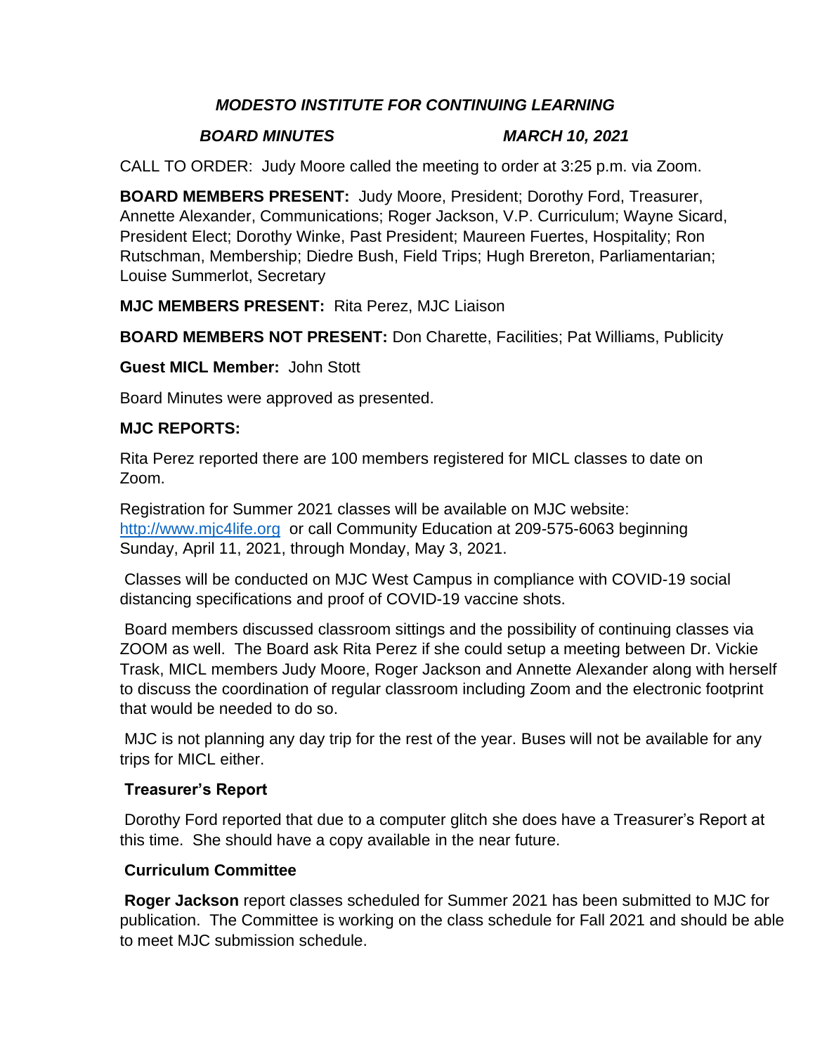***MODESTO INSTITUTE FOR CONTINUING LEARNING***

***BOARD MINUTES*** ***MARCH 10, 2021***

CALL TO ORDER: Judy Moore called the meeting to order at 3:25 p.m. via Zoom.

**BOARD MEMBERS PRESENT:** Judy Moore, President; Dorothy Ford, Treasurer, Annette Alexander, Communications; Roger Jackson, V.P. Curriculum; Wayne Sicard, President Elect; Dorothy Winke, Past President; Maureen Fuertes, Hospitality; Ron Rutschman, Membership; Diedre Bush, Field Trips; Hugh Brereton, Parliamentarian; Louise Summerlot, Secretary

**MJC MEMBERS PRESENT:** Rita Perez, MJC Liaison

**BOARD MEMBERS NOT PRESENT:** Don Charette, Facilities; Pat Williams, Publicity

**Guest MICL Member:** John Stott

Board Minutes were approved as presented.

**MJC REPORTS:**

Rita Perez reported there are 100 members registered for MICL classes to date on Zoom.

Registration for Summer 2021 classes will be available on MJC website: http://www.mjc4life.org or call Community Education at 209-575-6063 beginning Sunday, April 11, 2021, through Monday, May 3, 2021.

Classes will be conducted on MJC West Campus in compliance with COVID-19 social distancing specifications and proof of COVID-19 vaccine shots.

Board members discussed classroom sittings and the possibility of continuing classes via ZOOM as well. The Board ask Rita Perez if she could setup a meeting between Dr. Vickie Trask, MICL members Judy Moore, Roger Jackson and Annette Alexander along with herself to discuss the coordination of regular classroom including Zoom and the electronic footprint that would be needed to do so.

MJC is not planning any day trip for the rest of the year. Buses will not be available for any trips for MICL either.

**Treasurer's Report**

Dorothy Ford reported that due to a computer glitch she does have a Treasurer's Report at this time. She should have a copy available in the near future.

**Curriculum Committee**

**Roger Jackson** report classes scheduled for Summer 2021 has been submitted to MJC for publication. The Committee is working on the class schedule for Fall 2021 and should be able to meet MJC submission schedule.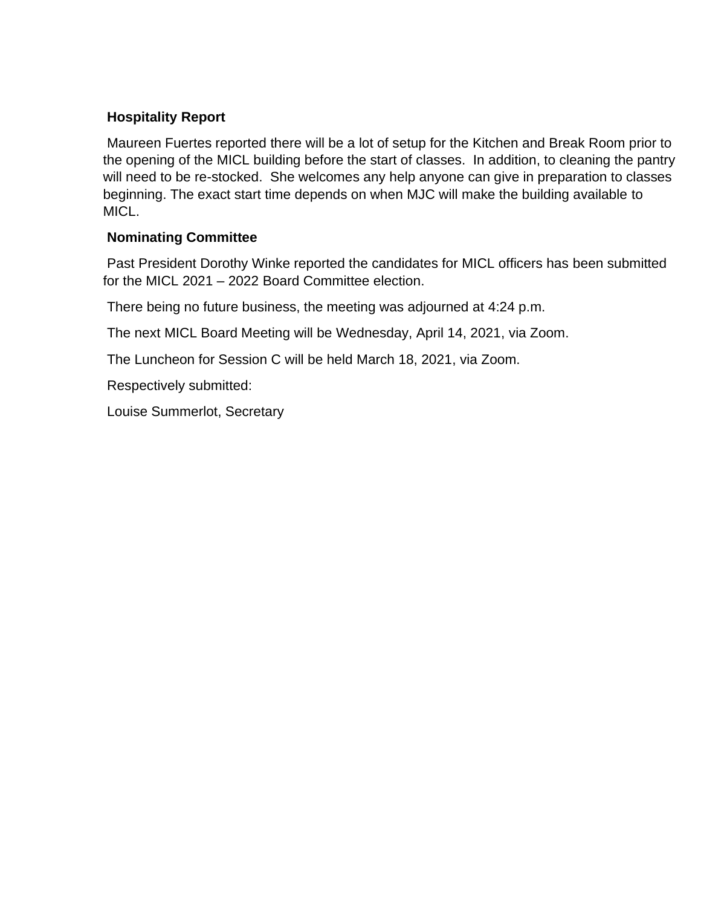**Hospitality Report**

Maureen Fuertes reported there will be a lot of setup for the Kitchen and Break Room prior to the opening of the MICL building before the start of classes. In addition, to cleaning the pantry will need to be re-stocked. She welcomes any help anyone can give in preparation to classes beginning. The exact start time depends on when MJC will make the building available to MICL.

**Nominating Committee**

Past President Dorothy Winke reported the candidates for MICL officers has been submitted for the MICL 2021 – 2022 Board Committee election.

There being no future business, the meeting was adjourned at 4:24 p.m.

The next MICL Board Meeting will be Wednesday, April 14, 2021, via Zoom.

The Luncheon for Session C will be held March 18, 2021, via Zoom.

Respectively submitted:

Louise Summerlot, Secretary